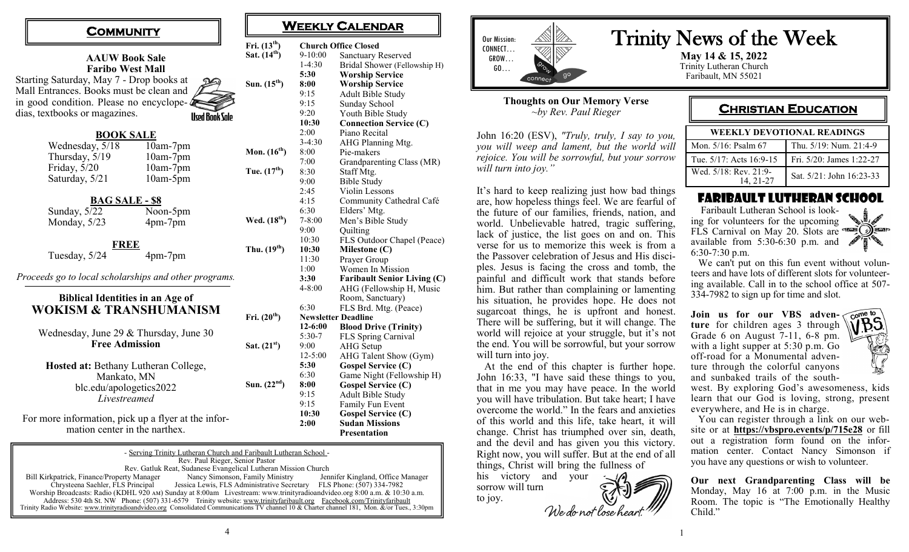## Community

### AAUW Book Sale
### Faribo West Mall

Starting Saturday, May 7 - Drop books at Mall Entrances. Books must be clean and in good condition. Please no encyclopedias, textbooks or magazines.

Used Book Sale

**BOOK SALE**

| | |
|---|---|
| Wednesday, 5/18 | 10am-7pm |
| Thursday, 5/19 | 10am-7pm |
| Friday, 5/20 | 10am-7pm |
| Saturday, 5/21 | 10am-5pm |

**BAG SALE - $8**

| | |
|---|---|
| Sunday, 5/22 | Noon-5pm |
| Monday, 5/23 | 4pm-7pm |

**FREE**

| | |
|---|---|
| Tuesday, 5/24 | 4pm-7pm |

*Proceeds go to local scholarships and other programs.*

### Biblical Identities in an Age of WOKISM & TRANSHUMANISM

Wednesday, June 29 & Thursday, June 30
**Free Admission**

**Hosted at:** Bethany Lutheran College, Mankato, MN
blc.edu/apologetics2022
*Livestreamed*

For more information, pick up a flyer at the information center in the narthex.

## Weekly Calendar

| Day | Time | Event |
|---|---|---|
| Fri. (13th) | | **Church Office Closed** |
| Sat. (14th) | 9-10:00 | Sanctuary Reserved |
| | 1-4:30 | Bridal Shower (Fellowship H) |
| | **5:30** | **Worship Service** |
| Sun. (15th) | **8:00** | **Worship Service** |
| | 9:15 | Adult Bible Study |
| | 9:15 | Sunday School |
| | 9:20 | Youth Bible Study |
| | **10:30** | **Connection Service (C)** |
| | 2:00 | Piano Recital |
| | 3-4:30 | AHG Planning Mtg. |
| Mon. (16th) | 8:00 | Pie-makers |
| | 7:00 | Grandparenting Class (MR) |
| Tue. (17th) | 8:30 | Staff Mtg. |
| | 9:00 | Bible Study |
| | 2:45 | Violin Lessons |
| | 4:15 | Community Cathedral Café |
| | 6:30 | Elders' Mtg. |
| Wed. (18th) | 7-8:00 | Men's Bible Study |
| | 9:00 | Quilting |
| | 10:30 | FLS Outdoor Chapel (Peace) |
| Thu. (19th) | **10:30** | **Milestone (C)** |
| | 11:30 | Prayer Group |
| | 1:00 | Women In Mission |
| | **3:30** | **Faribault Senior Living (C)** |
| | 4-8:00 | AHG (Fellowship H, Music Room, Sanctuary) |
| | 6:30 | FLS Brd. Mtg. (Peace) |
| Fri. (20th) | | **Newsletter Deadline** |
| | **12-6:00** | **Blood Drive (Trinity)** |
| | 5:30-7 | FLS Spring Carnival |
| Sat. (21st) | 9:00 | AHG Setup |
| | 12-5:00 | AHG Talent Show (Gym) |
| | **5:30** | **Gospel Service (C)** |
| | 6:30 | Game Night (Fellowship H) |
| Sun. (22nd) | **8:00** | **Gospel Service (C)** |
| | 9:15 | Adult Bible Study |
| | 9:15 | Family Fun Event |
| | **10:30** | **Gospel Service (C)** |
| | **2:00** | **Sudan Missions Presentation** |

- Serving Trinity Lutheran Church and Faribault Lutheran School -
Rev. Paul Rieger, Senior Pastor
Rev. Gatluk Reat, Sudanese Evangelical Lutheran Mission Church
Bill Kirkpatrick, Finance/Property Manager   Nancy Simonson, Family Ministry   Jennifer Kingland, Office Manager
Chrysteena Saehler, FLS Principal   Jessica Lewis, FLS Administrative Secretary   FLS Phone: (507) 334-7982
Worship Broadcasts: Radio (KDHL 920 AM) Sunday at 8:00am · Livestream: www.trinityradioandvideo.org 8:00 a.m. & 10:30 a.m.
Address: 530 4th St. NW   Phone: (507) 331-6579   Trinity website: www.trinityfaribault.org   Facebook.com/Trinityfaribault
Trinity Radio Website: www.trinityradioandvideo.org Consolidated Communications TV channel 10 & Charter channel 181, Mon. &/or Tues., 3:30pm

# Trinity News of the Week

Our Mission: CONNECT… GROW… GO…

**May 14 & 15, 2022**
Trinity Lutheran Church
Faribault, MN 55021

### Thoughts on Our Memory Verse
*~by Rev. Paul Rieger*

John 16:20 (ESV), *"Truly, truly, I say to you, you will weep and lament, but the world will rejoice. You will be sorrowful, but your sorrow will turn into joy."*

It's hard to keep realizing just how bad things are, how hopeless things feel. We are fearful of the future of our families, friends, nation, and world. Unbelievable hatred, tragic suffering, lack of justice, the list goes on and on. This verse for us to memorize this week is from a the Passover celebration of Jesus and His disciples. Jesus is facing the cross and tomb, the painful and difficult work that stands before him. But rather than complaining or lamenting his situation, he provides hope. He does not sugarcoat things, he is upfront and honest. There will be suffering, but it will change. The world will rejoice at your struggle, but it's not the end. You will be sorrowful, but your sorrow will turn into joy.

At the end of this chapter is further hope. John 16:33, "I have said these things to you, that in me you may have peace. In the world you will have tribulation. But take heart; I have overcome the world." In the fears and anxieties of this world and this life, take heart, it will change. Christ has triumphed over sin, death, and the devil and has given you this victory. Right now, you will suffer. But at the end of all things, Christ will bring the fullness of his victory and your sorrow will turn to joy.

*We do not lose heart.*

## Christian Education

| WEEKLY DEVOTIONAL READINGS | |
|---|---|
| Mon. 5/16: Psalm 67 | Thu. 5/19: Num. 21:4-9 |
| Tue. 5/17: Acts 16:9-15 | Fri. 5/20: James 1:22-27 |
| Wed. 5/18: Rev. 21:9-14, 21-27 | Sat. 5/21: John 16:23-33 |

## Faribault Lutheran School

Faribault Lutheran School is looking for volunteers for the upcoming FLS Carnival on May 20. Slots are available from 5:30-6:30 p.m. and 6:30-7:30 p.m.

We can't put on this fun event without volunteers and have lots of different slots for volunteering available. Call in to the school office at 507-334-7982 to sign up for time and slot.

**Join us for our VBS adventure** for children ages 3 through Grade 6 on August 7-11, 6-8 pm. with a light supper at 5:30 p.m. Go off-road for a Monumental adventure through the colorful canyons and sunbaked trails of the southwest. By exploring God's awesomeness, kids learn that our God is loving, strong, present everywhere, and He is in charge.

You can register through a link on our website or at **https://vbspro.events/p/715e28** or fill out a registration form found on the information center. Contact Nancy Simonson if you have any questions or wish to volunteer.

**Our next Grandparenting Class will be** Monday, May 16 at 7:00 p.m. in the Music Room. The topic is "The Emotionally Healthy Child."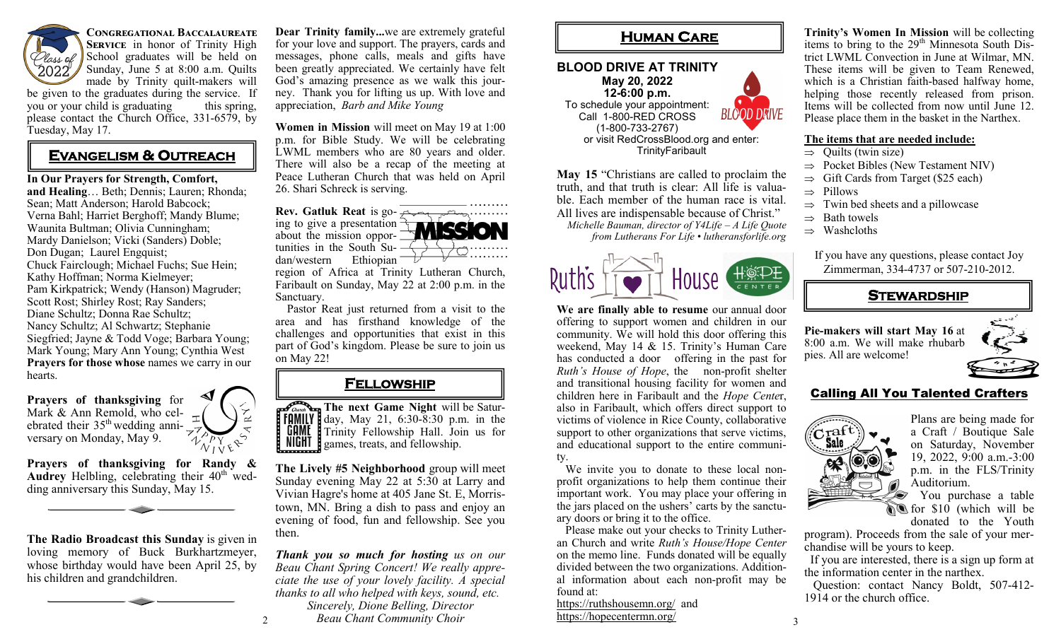**Congregational Baccalaureate Service** in honor of Trinity High School graduates will be held on Sunday, June 5 at 8:00 a.m. Quilts made by Trinity quilt-makers will be given to the graduates during the service. If you or your child is graduating this spring, please contact the Church Office, 331-6579, by Tuesday, May 17.

## Evangelism & Outreach

**In Our Prayers for Strength, Comfort, and Healing**… Beth; Dennis; Lauren; Rhonda; Sean; Matt Anderson; Harold Babcock; Verna Bahl; Harriet Berghoff; Mandy Blume; Waunita Bultman; Olivia Cunningham; Mardy Danielson; Vicki (Sanders) Doble; Don Dugan; Laurel Engquist; Chuck Fairclough; Michael Fuchs; Sue Hein; Kathy Hoffman; Norma Kielmeyer; Pam Kirkpatrick; Wendy (Hanson) Magruder; Scott Rost; Shirley Rost; Ray Sanders; Diane Schultz; Donna Rae Schultz; Nancy Schultz; Al Schwartz; Stephanie Siegfried; Jayne & Todd Voge; Barbara Young; Mark Young; Mary Ann Young; Cynthia West **Prayers for those whose** names we carry in our hearts.

**Prayers of thanksgiving** for Mark & Ann Remold, who celebrated their 35th wedding anniversary on Monday, May 9.

**Prayers of thanksgiving for Randy & Audrey** Helbling, celebrating their 40th wedding anniversary this Sunday, May 15.

**The Radio Broadcast this Sunday** is given in loving memory of Buck Burkhartzmeyer, whose birthday would have been April 25, by his children and grandchildren.

**Dear Trinity family...**we are extremely grateful for your love and support. The prayers, cards and messages, phone calls, meals and gifts have been greatly appreciated. We certainly have felt God's amazing presence as we walk this journey. Thank you for lifting us up. With love and appreciation, *Barb and Mike Young*

**Women in Mission** will meet on May 19 at 1:00 p.m. for Bible Study. We will be celebrating LWML members who are 80 years and older. There will also be a recap of the meeting at Peace Lutheran Church that was held on April 26. Shari Schreck is serving.

**Rev. Gatluk Reat** is going to give a presentation about the mission opportunities in the South Sudan/western Ethiopian region of Africa at Trinity Lutheran Church, Faribault on Sunday, May 22 at 2:00 p.m. in the Sanctuary.

Pastor Reat just returned from a visit to the area and has firsthand knowledge of the challenges and opportunities that exist in this part of God's kingdom. Please be sure to join us on May 22!

## Fellowship

**The next Game Night** will be Saturday, May 21, 6:30-8:30 p.m. in the Trinity Fellowship Hall. Join us for games, treats, and fellowship.

**The Lively #5 Neighborhood** group will meet Sunday evening May 22 at 5:30 at Larry and Vivian Hagre's home at 405 Jane St. E, Morristown, MN. Bring a dish to pass and enjoy an evening of food, fun and fellowship. See you then.

***Thank you so much for hosting** us on our Beau Chant Spring Concert! We really appreciate the use of your lovely facility. A special thanks to all who helped with keys, sound, etc.*

*Sincerely, Dione Belling, Director*
*Beau Chant Community Choir*

## Human Care

**BLOOD DRIVE AT TRINITY**
**May 20, 2022**
**12-6:00 p.m.**
To schedule your appointment:
Call 1-800-RED CROSS
(1-800-733-2767)
or visit RedCrossBlood.org and enter:
TrinityFaribault

**May 15** "Christians are called to proclaim the truth, and that truth is clear: All life is valuable. Each member of the human race is vital. All lives are indispensable because of Christ."
*Michelle Bauman, director of Y4Life – A Life Quote from Lutherans For Life • lutheransforlife.org*

**We are finally able to resume** our annual door offering to support women and children in our community. We will hold this door offering this weekend, May 14 & 15. Trinity's Human Care has conducted a door offering in the past for *Ruth's House of Hope*, the non-profit shelter and transitional housing facility for women and children here in Faribault and the *Hope Center*, also in Faribault, which offers direct support to victims of violence in Rice County, collaborative support to other organizations that serve victims, and educational support to the entire community.

We invite you to donate to these local non-profit organizations to help them continue their important work. You may place your offering in the jars placed on the ushers' carts by the sanctuary doors or bring it to the office.

Please make out your checks to Trinity Lutheran Church and write *Ruth's House/Hope Center* on the memo line. Funds donated will be equally divided between the two organizations. Additional information about each non-profit may be found at:
https://ruthshousemn.org/ and
https://hopecentermn.org/

**Trinity's Women In Mission** will be collecting items to bring to the 29th Minnesota South District LWML Convection in June at Wilmar, MN. These items will be given to Team Renewed, which is a Christian faith-based halfway home, helping those recently released from prison. Items will be collected from now until June 12. Please place them in the basket in the Narthex.

**The items that are needed include:**

- ⇒ Quilts (twin size)
- ⇒ Pocket Bibles (New Testament NIV)
- ⇒ Gift Cards from Target ($25 each)
- ⇒ Pillows
- ⇒ Twin bed sheets and a pillowcase
- ⇒ Bath towels
- ⇒ Washcloths

If you have any questions, please contact Joy Zimmerman, 334-4737 or 507-210-2012.

## Stewardship

**Pie-makers will start May 16** at 8:00 a.m. We will make rhubarb pies. All are welcome!

## Calling All You Talented Crafters

Plans are being made for a Craft / Boutique Sale on Saturday, November 19, 2022, 9:00 a.m.-3:00 p.m. in the FLS/Trinity Auditorium.

You purchase a table for $10 (which will be donated to the Youth program). Proceeds from the sale of your merchandise will be yours to keep.

If you are interested, there is a sign up form at the information center in the narthex.

Question: contact Nancy Boldt, 507-412-1914 or the church office.